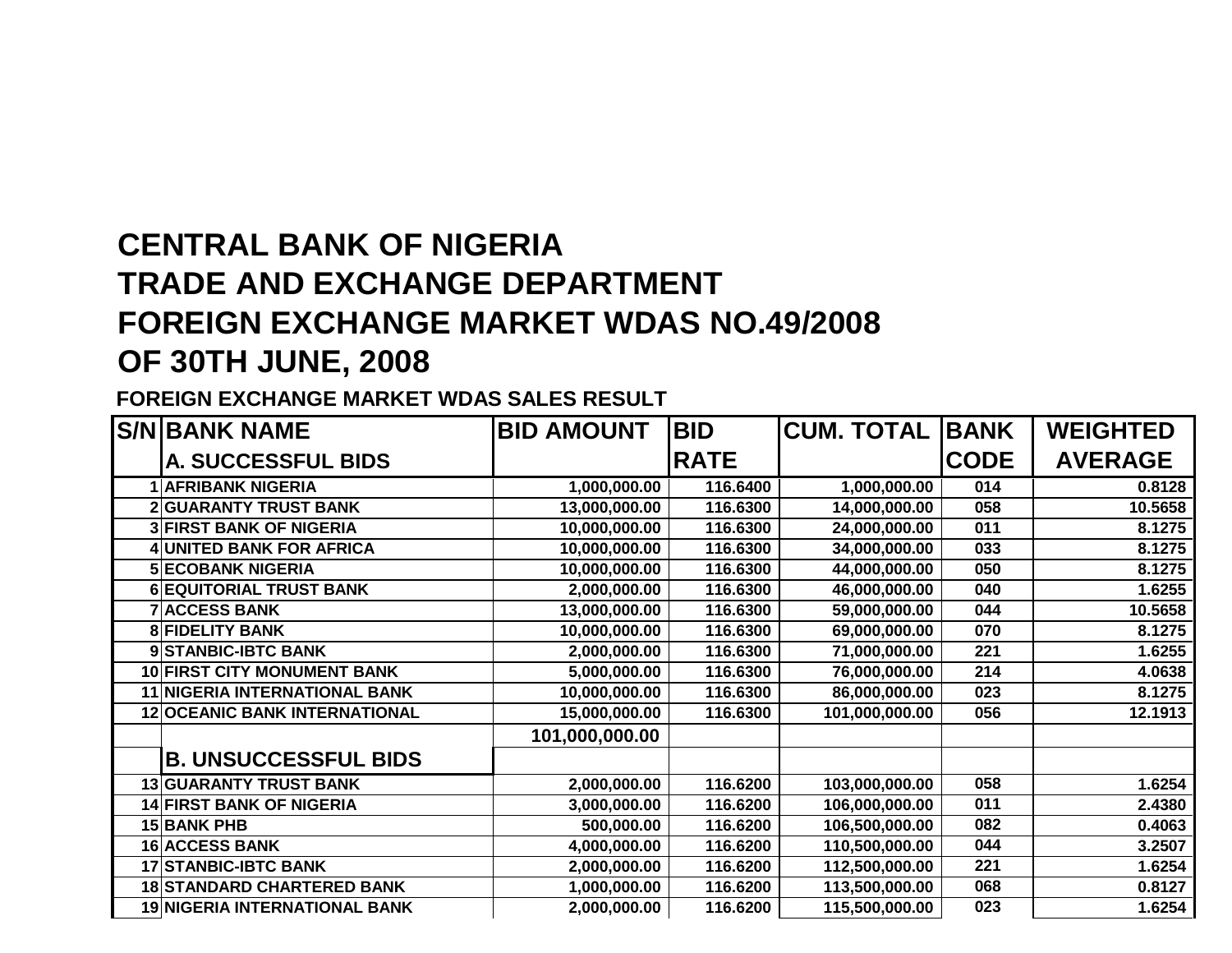# CENTRAL BANK OF NIGERIA
# TRADE AND EXCHANGE DEPARTMENT
# FOREIGN EXCHANGE MARKET WDAS NO.49/2008
# OF 30TH JUNE, 2008

**FOREIGN EXCHANGE MARKET WDAS SALES RESULT**

| S/N | BANK NAME | BID AMOUNT | BID RATE | CUM. TOTAL | BANK CODE | WEIGHTED AVERAGE |
|---|---|---|---|---|---|---|
| | **A. SUCCESSFUL BIDS** | | | | | |
| 1 | AFRIBANK NIGERIA | 1,000,000.00 | 116.6400 | 1,000,000.00 | 014 | 0.8128 |
| 2 | GUARANTY TRUST BANK | 13,000,000.00 | 116.6300 | 14,000,000.00 | 058 | 10.5658 |
| 3 | FIRST BANK OF NIGERIA | 10,000,000.00 | 116.6300 | 24,000,000.00 | 011 | 8.1275 |
| 4 | UNITED BANK FOR AFRICA | 10,000,000.00 | 116.6300 | 34,000,000.00 | 033 | 8.1275 |
| 5 | ECOBANK NIGERIA | 10,000,000.00 | 116.6300 | 44,000,000.00 | 050 | 8.1275 |
| 6 | EQUITORIAL TRUST BANK | 2,000,000.00 | 116.6300 | 46,000,000.00 | 040 | 1.6255 |
| 7 | ACCESS BANK | 13,000,000.00 | 116.6300 | 59,000,000.00 | 044 | 10.5658 |
| 8 | FIDELITY BANK | 10,000,000.00 | 116.6300 | 69,000,000.00 | 070 | 8.1275 |
| 9 | STANBIC-IBTC BANK | 2,000,000.00 | 116.6300 | 71,000,000.00 | 221 | 1.6255 |
| 10 | FIRST CITY MONUMENT BANK | 5,000,000.00 | 116.6300 | 76,000,000.00 | 214 | 4.0638 |
| 11 | NIGERIA INTERNATIONAL BANK | 10,000,000.00 | 116.6300 | 86,000,000.00 | 023 | 8.1275 |
| 12 | OCEANIC BANK INTERNATIONAL | 15,000,000.00 | 116.6300 | 101,000,000.00 | 056 | 12.1913 |
| | | 101,000,000.00 | | | | |
| | **B. UNSUCCESSFUL BIDS** | | | | | |
| 13 | GUARANTY TRUST BANK | 2,000,000.00 | 116.6200 | 103,000,000.00 | 058 | 1.6254 |
| 14 | FIRST BANK OF NIGERIA | 3,000,000.00 | 116.6200 | 106,000,000.00 | 011 | 2.4380 |
| 15 | BANK PHB | 500,000.00 | 116.6200 | 106,500,000.00 | 082 | 0.4063 |
| 16 | ACCESS BANK | 4,000,000.00 | 116.6200 | 110,500,000.00 | 044 | 3.2507 |
| 17 | STANBIC-IBTC BANK | 2,000,000.00 | 116.6200 | 112,500,000.00 | 221 | 1.6254 |
| 18 | STANDARD CHARTERED BANK | 1,000,000.00 | 116.6200 | 113,500,000.00 | 068 | 0.8127 |
| 19 | NIGERIA INTERNATIONAL BANK | 2,000,000.00 | 116.6200 | 115,500,000.00 | 023 | 1.6254 |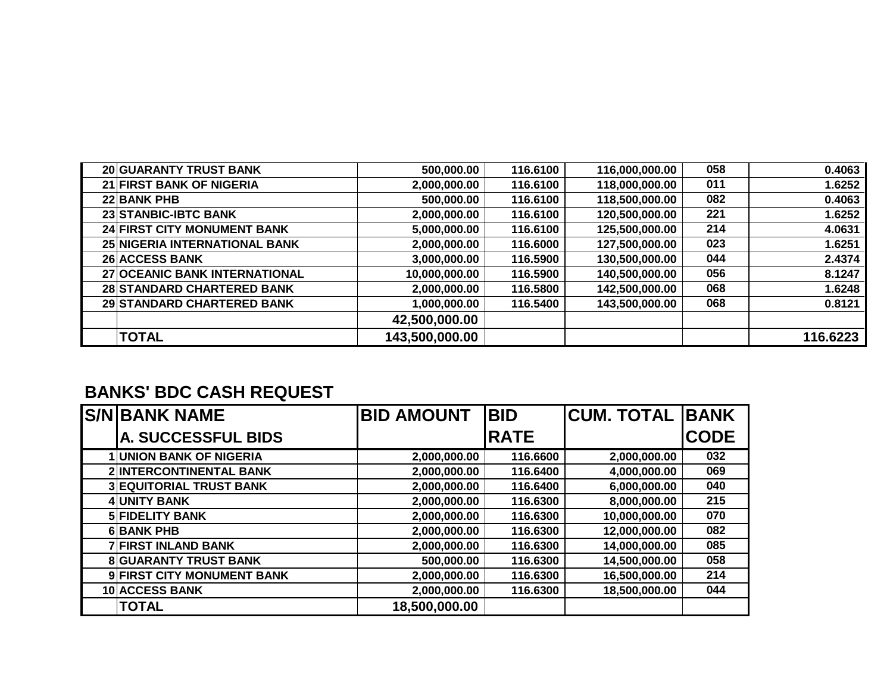| | | | | | | |
|---|---|---|---|---|---|---|
| 20 | GUARANTY TRUST BANK | 500,000.00 | 116.6100 | 116,000,000.00 | 058 | 0.4063 |
| 21 | FIRST BANK OF NIGERIA | 2,000,000.00 | 116.6100 | 118,000,000.00 | 011 | 1.6252 |
| 22 | BANK PHB | 500,000.00 | 116.6100 | 118,500,000.00 | 082 | 0.4063 |
| 23 | STANBIC-IBTC BANK | 2,000,000.00 | 116.6100 | 120,500,000.00 | 221 | 1.6252 |
| 24 | FIRST CITY MONUMENT BANK | 5,000,000.00 | 116.6100 | 125,500,000.00 | 214 | 4.0631 |
| 25 | NIGERIA INTERNATIONAL BANK | 2,000,000.00 | 116.6000 | 127,500,000.00 | 023 | 1.6251 |
| 26 | ACCESS BANK | 3,000,000.00 | 116.5900 | 130,500,000.00 | 044 | 2.4374 |
| 27 | OCEANIC BANK INTERNATIONAL | 10,000,000.00 | 116.5900 | 140,500,000.00 | 056 | 8.1247 |
| 28 | STANDARD CHARTERED BANK | 2,000,000.00 | 116.5800 | 142,500,000.00 | 068 | 1.6248 |
| 29 | STANDARD CHARTERED BANK | 1,000,000.00 | 116.5400 | 143,500,000.00 | 068 | 0.8121 |
| | | 42,500,000.00 | | | | |
| | **TOTAL** | **143,500,000.00** | | | | **116.6223** |

## BANKS' BDC CASH REQUEST

| S/N | BANK NAME<br>A. SUCCESSFUL BIDS | BID AMOUNT | BID RATE | CUM. TOTAL | BANK CODE |
|---|---|---|---|---|---|
| 1 | UNION BANK OF NIGERIA | 2,000,000.00 | 116.6600 | 2,000,000.00 | 032 |
| 2 | INTERCONTINENTAL BANK | 2,000,000.00 | 116.6400 | 4,000,000.00 | 069 |
| 3 | EQUITORIAL TRUST BANK | 2,000,000.00 | 116.6400 | 6,000,000.00 | 040 |
| 4 | UNITY BANK | 2,000,000.00 | 116.6300 | 8,000,000.00 | 215 |
| 5 | FIDELITY BANK | 2,000,000.00 | 116.6300 | 10,000,000.00 | 070 |
| 6 | BANK PHB | 2,000,000.00 | 116.6300 | 12,000,000.00 | 082 |
| 7 | FIRST INLAND BANK | 2,000,000.00 | 116.6300 | 14,000,000.00 | 085 |
| 8 | GUARANTY TRUST BANK | 500,000.00 | 116.6300 | 14,500,000.00 | 058 |
| 9 | FIRST CITY MONUMENT BANK | 2,000,000.00 | 116.6300 | 16,500,000.00 | 214 |
| 10 | ACCESS BANK | 2,000,000.00 | 116.6300 | 18,500,000.00 | 044 |
| | **TOTAL** | **18,500,000.00** | | | |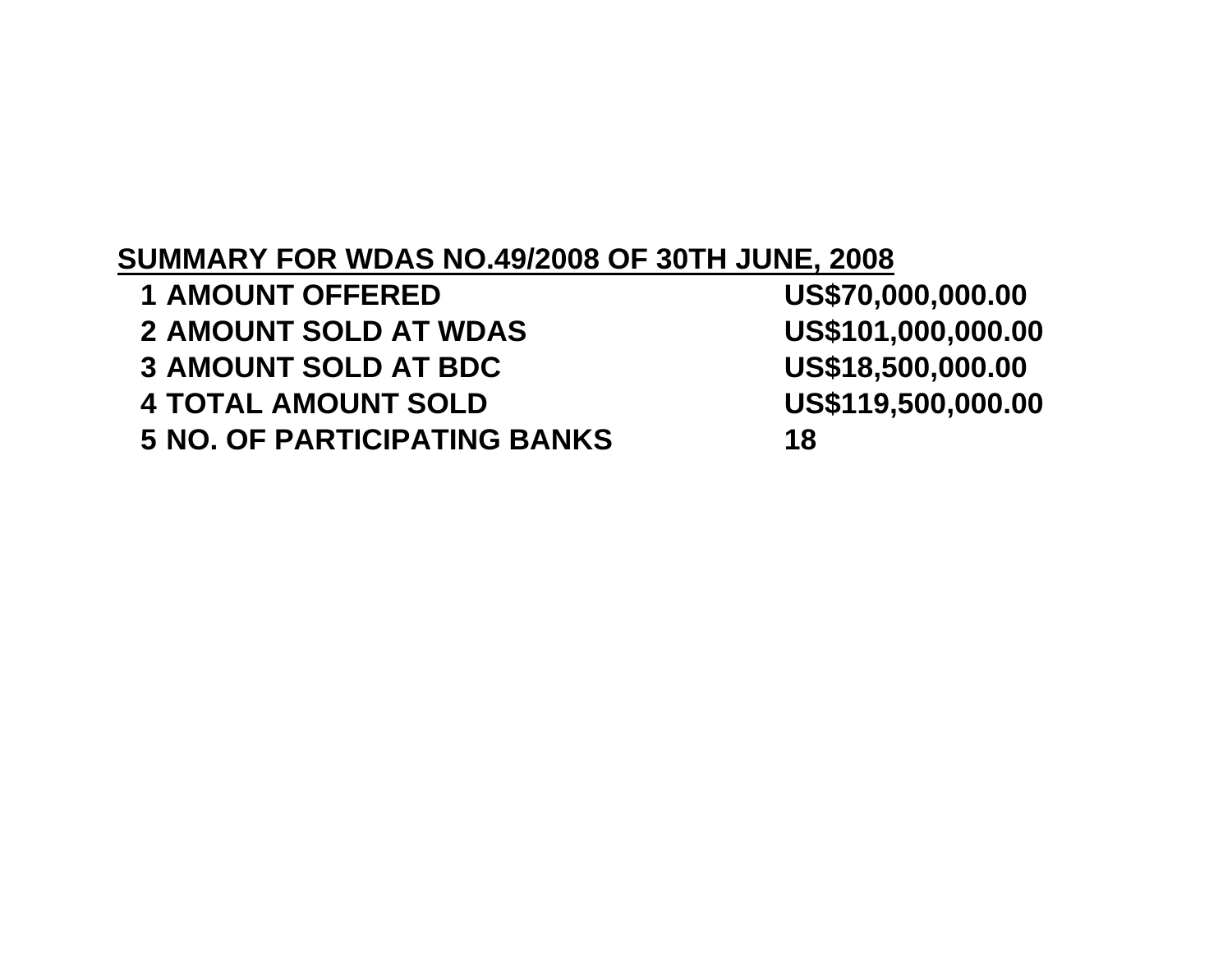**SUMMARY FOR WDAS NO.49/2008 OF 30TH JUNE, 2008**

| | | |
|---|---|---|
| 1 | AMOUNT OFFERED | US$70,000,000.00 |
| 2 | AMOUNT SOLD AT WDAS | US$101,000,000.00 |
| 3 | AMOUNT SOLD AT BDC | US$18,500,000.00 |
| 4 | TOTAL AMOUNT SOLD | US$119,500,000.00 |
| 5 | NO. OF PARTICIPATING BANKS | 18 |